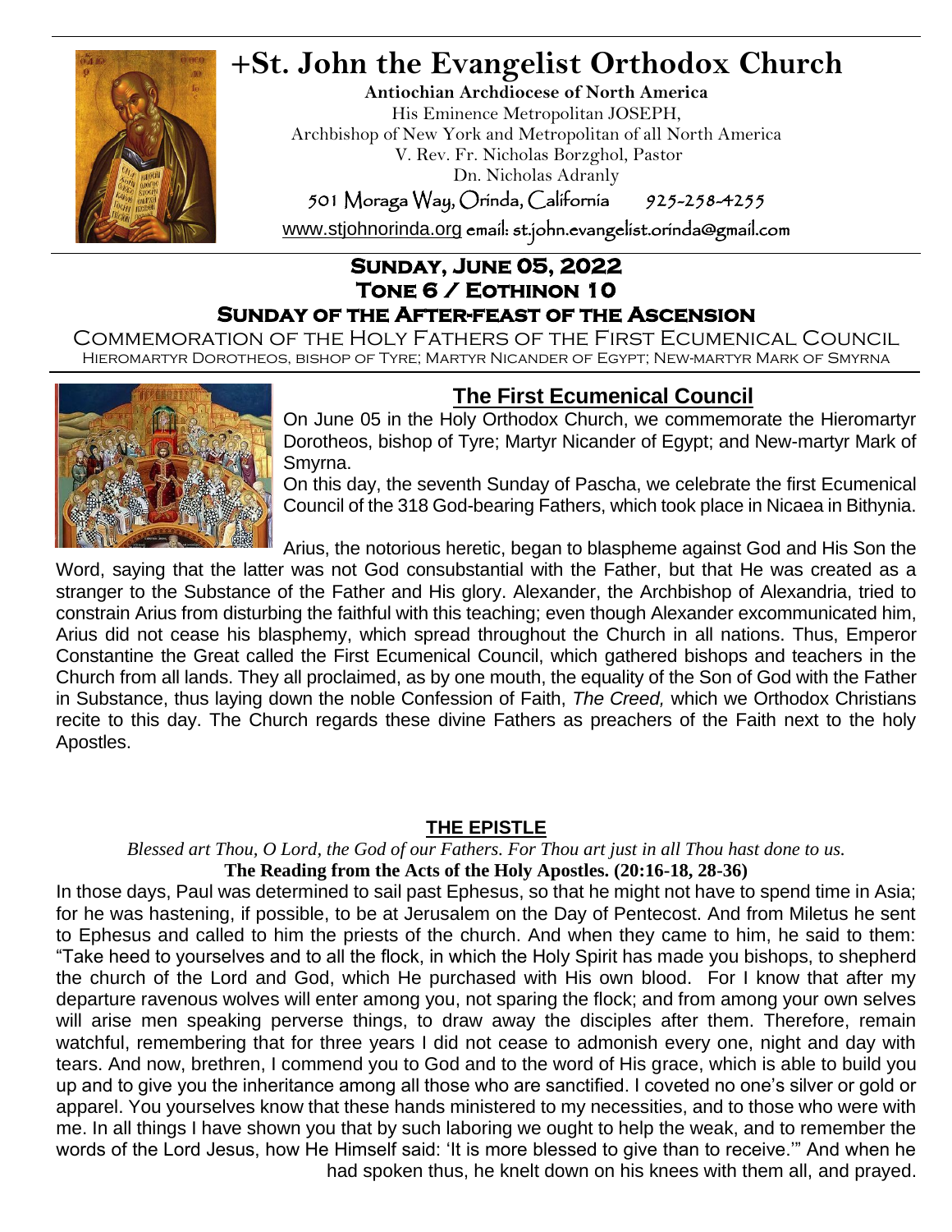# +St. John the Evangelist Orthodox Church

**Antiochian Archdiocese of North America**

His Eminence Metropolitan JOSEPH,
Archbishop of New York and Metropolitan of all North America
V. Rev. Fr. Nicholas Borzghol, Pastor
Dn. Nicholas Adranly

501 Moraga Way, Orinda, California 925-258-4255

www.stjohnorinda.org email: st.john.evangelist.orinda@gmail.com

## Sunday, June 05, 2022
## Tone 6 / Eothinon 10
## Sunday of the After-feast of the Ascension

Commemoration of the Holy Fathers of the First Ecumenical Council

Hieromartyr Dorotheos, bishop of Tyre; Martyr Nicander of Egypt; New-martyr Mark of Smyrna

## The First Ecumenical Council

On June 05 in the Holy Orthodox Church, we commemorate the Hieromartyr Dorotheos, bishop of Tyre; Martyr Nicander of Egypt; and New-martyr Mark of Smyrna.

On this day, the seventh Sunday of Pascha, we celebrate the first Ecumenical Council of the 318 God-bearing Fathers, which took place in Nicaea in Bithynia.

Arius, the notorious heretic, began to blaspheme against God and His Son the Word, saying that the latter was not God consubstantial with the Father, but that He was created as a stranger to the Substance of the Father and His glory. Alexander, the Archbishop of Alexandria, tried to constrain Arius from disturbing the faithful with this teaching; even though Alexander excommunicated him, Arius did not cease his blasphemy, which spread throughout the Church in all nations. Thus, Emperor Constantine the Great called the First Ecumenical Council, which gathered bishops and teachers in the Church from all lands. They all proclaimed, as by one mouth, the equality of the Son of God with the Father in Substance, thus laying down the noble Confession of Faith, *The Creed,* which we Orthodox Christians recite to this day. The Church regards these divine Fathers as preachers of the Faith next to the holy Apostles.

## THE EPISTLE

*Blessed art Thou, O Lord, the God of our Fathers. For Thou art just in all Thou hast done to us.*

**The Reading from the Acts of the Holy Apostles. (20:16-18, 28-36)**

In those days, Paul was determined to sail past Ephesus, so that he might not have to spend time in Asia; for he was hastening, if possible, to be at Jerusalem on the Day of Pentecost. And from Miletus he sent to Ephesus and called to him the priests of the church. And when they came to him, he said to them: "Take heed to yourselves and to all the flock, in which the Holy Spirit has made you bishops, to shepherd the church of the Lord and God, which He purchased with His own blood. For I know that after my departure ravenous wolves will enter among you, not sparing the flock; and from among your own selves will arise men speaking perverse things, to draw away the disciples after them. Therefore, remain watchful, remembering that for three years I did not cease to admonish every one, night and day with tears. And now, brethren, I commend you to God and to the word of His grace, which is able to build you up and to give you the inheritance among all those who are sanctified. I coveted no one's silver or gold or apparel. You yourselves know that these hands ministered to my necessities, and to those who were with me. In all things I have shown you that by such laboring we ought to help the weak, and to remember the words of the Lord Jesus, how He Himself said: 'It is more blessed to give than to receive.'" And when he had spoken thus, he knelt down on his knees with them all, and prayed.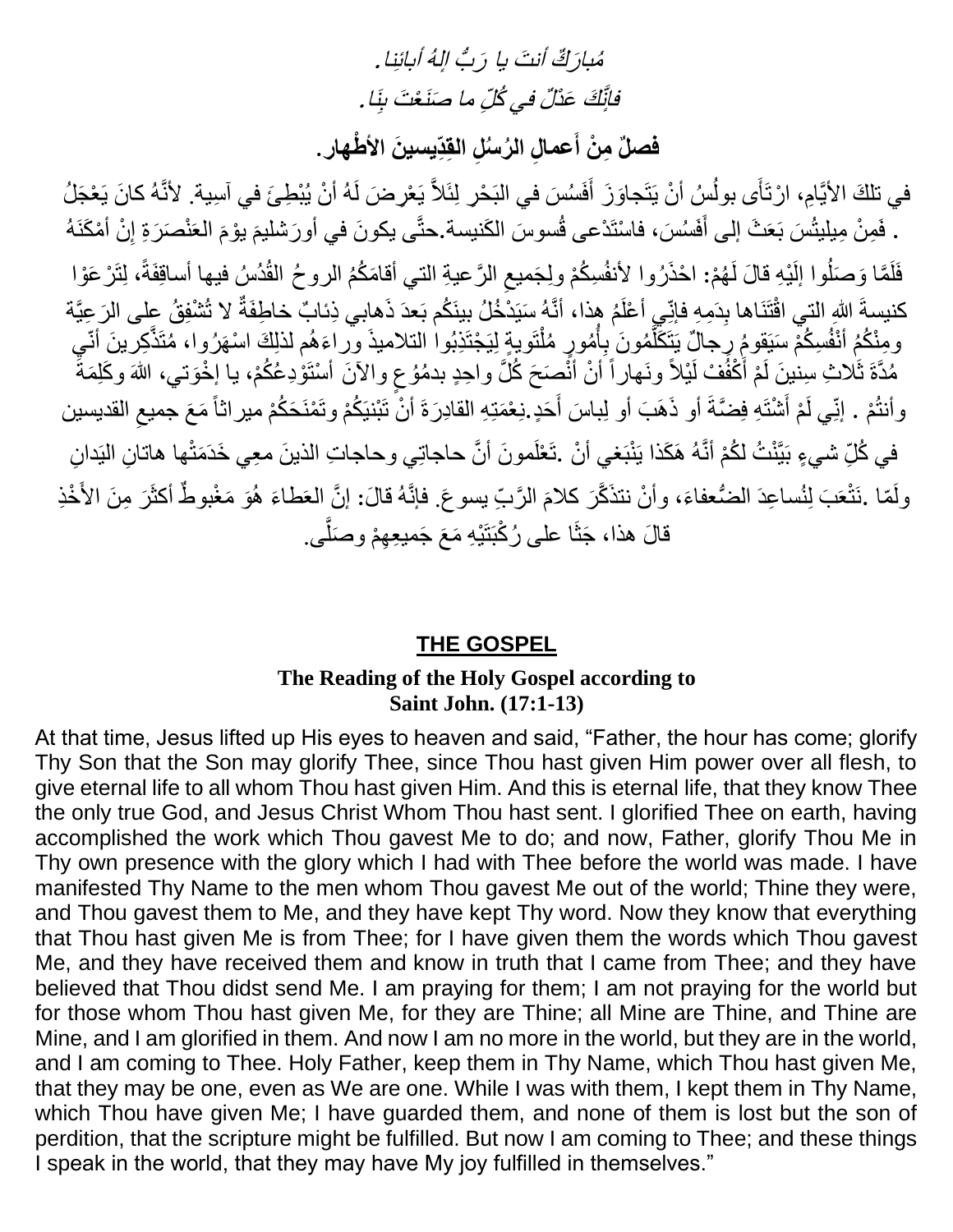*مُبارَكٌ أنتَ يا رَبُّ إلهُ آبائِنا.*

*فإنَّكَ عَدْلٌ في كُلِّ ما صَنَعْتَ بِنا.*

**فصلٌ مِنْ أَعمالِ الرُسُلِ القِدّيسينَ الأطْهار.**

في تلكَ الأيَّامِ، ارْتَأَى بولُسُ أنْ يَتَجاوَزَ أَفَسُسَ في البَحْرِ لِئَلاَّ يَعْرِضَ لَهُ أنْ يُبْطِئَ في آسِية. لأنَّهُ كانَ يَعْجَلُ إنْ أمْكَنَهُ أنْ يكونَ في أورَشليمَ يوْمَ العَنْصَرَةِ. فَمِنْ مِيلِيتُسَ بَعَثَ إلى أَفَسُسَ، فاسْتَدْعى قُسوسَ الكَنيسة. حتَّى فَلَمَّا وَصَلُوا إلَيْهِ قالَ لَهُمْ: احْذَرُوا لأنفُسِكُمْ ولِجَميعِ الرَّعيةِ التي أقامَكُمُ الروحُ القُدُسُ فيها أساقِفَةً، لِتَرْعَوْا كنيسةَ اللهِ التي اقْتَنَاها بِدَمِهِ فإنِّي أعْلَمُ هذا، أنَّهُ سَيَدْخُلُ بينَكُم بَعدَ ذَهابي ذِئابٌ خاطِفَةٌ لا تُشْفِقُ على الرَعِيَّة ومِنْكُمْ أنْفُسِكُمْ سَيَقومُ رِجالٌ يَتَكَلَّمُونَ بِأُمورٍ مُلْتَويةٍ لِيَجْتَذِبُوا التلاميذَ وراءَهُم لذلِكَ اسْهَرُوا، مُتَذَكِّرينَ أنّي مُدَّةَ ثَلاثِ سِنينَ لَمْ أَكْفُفْ لَيْلاً ونَهاراً أنْ أَنْصَحَ كُلَّ واحِدٍ بدمُوعٍ والآنَ أسْتَوْدِعُكُمْ، يا إخْوَتي، اللهَ وكَلِمَةَ نِعْمَتِهِ القادِرَةَ أنْ تَبْنِيَكُمْ وتَمْنَحَكُمْ ميراثاً مَعَ جميعِ القديسين. إنّي لَمْ أَشْتَهِ فِضَّةَ أو ذَهَبَ أو لِباسَ أَحَدٍ. وأنتُمْ تَعْلَمونَ أنَّ حاجاتِي وحاجاتِ الذينَ معِي خَدَمَتْها هاتانِ اليَدانِ. في كُلِّ شيءٍ بَيَّنْتُ لكُمْ أنَّهُ هَكَذا يَنْبَغي أنْ نَتْعَبَ لِنُساعِدَ الضُّعفاءَ، وأنْ نتذَكَّرَ كلامَ الرَّبِّ يسوعَ. فإنَّهُ قالَ: إنَّ العَطاءَ هُوَ مَغْبوطٌ أكثَرَ مِنَ الأَخْذِ. ولَمّا قالَ هذا، جَثَا على رُكْبَتَيْهِ مَعَ جَميعِهِمْ وصَلَّى.

## THE GOSPEL

**The Reading of the Holy Gospel according to Saint John. (17:1-13)**

At that time, Jesus lifted up His eyes to heaven and said, "Father, the hour has come; glorify Thy Son that the Son may glorify Thee, since Thou hast given Him power over all flesh, to give eternal life to all whom Thou hast given Him. And this is eternal life, that they know Thee the only true God, and Jesus Christ Whom Thou hast sent. I glorified Thee on earth, having accomplished the work which Thou gavest Me to do; and now, Father, glorify Thou Me in Thy own presence with the glory which I had with Thee before the world was made. I have manifested Thy Name to the men whom Thou gavest Me out of the world; Thine they were, and Thou gavest them to Me, and they have kept Thy word. Now they know that everything that Thou hast given Me is from Thee; for I have given them the words which Thou gavest Me, and they have received them and know in truth that I came from Thee; and they have believed that Thou didst send Me. I am praying for them; I am not praying for the world but for those whom Thou hast given Me, for they are Thine; all Mine are Thine, and Thine are Mine, and I am glorified in them. And now I am no more in the world, but they are in the world, and I am coming to Thee. Holy Father, keep them in Thy Name, which Thou hast given Me, that they may be one, even as We are one. While I was with them, I kept them in Thy Name, which Thou have given Me; I have guarded them, and none of them is lost but the son of perdition, that the scripture might be fulfilled. But now I am coming to Thee; and these things I speak in the world, that they may have My joy fulfilled in themselves."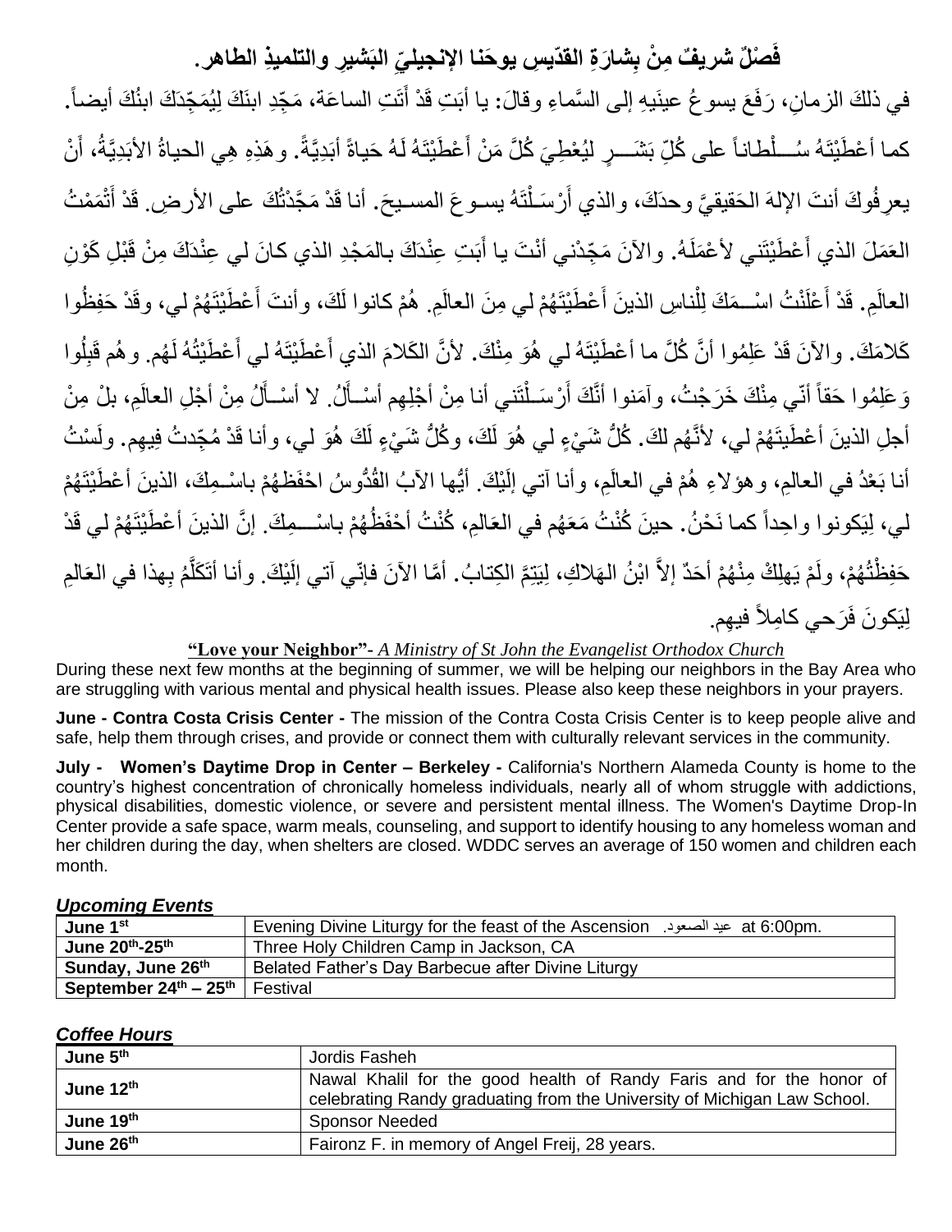**فَصْلٌ شريفٌ مِنْ بِشارَةِ القدّيسِ يوحَنا الإنجيليِّ البَشيرِ والتلميذِ الطاهر.**

في ذلكَ الزمانِ، رَفَعَ يسوعُ عينَيهِ إلى السَّماءِ وقالَ: يا أبَتِ قَدْ أتَتِ الساعَة، مَجِّدِ ابنَكَ لِيُمَجِّدَكَ ابنُكَ أيضاً. كما أعْطَيْتَهُ سُـــلْطاناً على كُلِّ بَشَـــرٍ لِيُعْطِيَ كُلَّ مَنْ أَعْطَيْتَهُ لَهُ حَياةً أبَدِيَّةً. وهَذِهِ هِيَ الحياةُ الأبَدِيَّةُ، أنْ يعرِفُوكَ أنتَ الإلهَ الحَقيقيَّ وحدَكَ، والذي أرْسَـلْتَهُ يسـوعَ المسـيحَ. أنا قَدْ مَجَّدْتُكَ على الأرضِ. قَدْ أتْمَمْتُ العَمَلَ الذي أَعْطَيْتَني لأعْمَلَهُ. والآنَ مَجِّدْني أنْتَ يا أَبَتِ عِنْدَكَ بالمَجْدِ الذي كانَ لي عِنْدَكَ مِنْ قَبْلِ كَوْنِ العالَمِ. قَدْ أَعْلَنْتُ اسْـمَكَ لِلْناسِ الذينَ أَعْطَيْتَهُمْ لي مِنَ العالَمِ. هُمْ كانوا لَكَ، وأنتَ أَعْطَيْتَهُمْ لي، وقَدْ حَفِظُوا كَلامَكَ. والآنَ قَدْ عَلِمُوا أنَّ كُلَّ ما أعْطَيْتَهُ لي هُوَ مِنْكَ. لأنَّ الكَلامَ الذي أَعْطَيْتَهُ لي أَعْطَيْتُهُ لَهُم. وهُم قَبِلُوا وَعَلِمُوا حَقاً أنّي مِنْكَ خَرَجْتُ، وآمَنوا أنَّكَ أَرْسَـلْتَني أنا مِنْ أجْلِهِم أسْـأَلُ. لا أسْـأَلُ مِنْ أجْلِ العالَمِ، بلْ مِنْ أجلِ الذينَ أعْطَيتَهُمْ لي، لأنَّهُم لكَ. كُلُّ شَيْءٍ لي هُوَ لَكَ، وكُلُّ شَيْءٍ لَكَ هُوَ لي، وأنا قَدْ مُجِّدتُ فِيهِم. ولَسْتُ أنا بَعْدُ في العالِمِ، وهؤلاءِ هُمْ في العالَمِ، وأنا آتي إلَيْكَ. أيُّها الآبُ القُدُّوسُ احْفَظهُمْ باسْـمِكَ، الذينَ أعْطَيْتَهُمْ لي، لِيَكونوا واحِداً كما نَحْنُ. حينَ كُنْتُ مَعَهُم في العَالِمِ، كُنْتُ أحْفَظُهُمْ باسْـــمِكَ. إنَّ الذينَ أعْطَيْتَهُمْ لي قَدْ حَفِظْتُهُمْ، ولَمْ يَهلِكْ مِنْهُمْ أحَدٌ إلاَّ ابْنُ الهَلاكِ، لِيَتِمَّ الكِتابُ. أمَّا الآنَ فإنّي آتي إلَيْكَ. وأنا أتَكَلَّمُ بِهذا في العَالِمِ لِيَكونَ فَرَحي كامِلاً فيهِم.

**"Love your Neighbor"**- *A Ministry of St John the Evangelist Orthodox Church*

During these next few months at the beginning of summer, we will be helping our neighbors in the Bay Area who are struggling with various mental and physical health issues. Please also keep these neighbors in your prayers.

**June - Contra Costa Crisis Center -** The mission of the Contra Costa Crisis Center is to keep people alive and safe, help them through crises, and provide or connect them with culturally relevant services in the community.

**July - Women's Daytime Drop in Center – Berkeley -** California's Northern Alameda County is home to the country's highest concentration of chronically homeless individuals, nearly all of whom struggle with addictions, physical disabilities, domestic violence, or severe and persistent mental illness. The Women's Daytime Drop-In Center provide a safe space, warm meals, counseling, and support to identify housing to any homeless woman and her children during the day, when shelters are closed. WDDC serves an average of 150 women and children each month.

***Upcoming Events***

| | |
|---|---|
| **June 1st** | Evening Divine Liturgy for the feast of the Ascension عيد الصعود. at 6:00pm. |
| **June 20th-25th** | Three Holy Children Camp in Jackson, CA |
| **Sunday, June 26th** | Belated Father's Day Barbecue after Divine Liturgy |
| **September 24th – 25th** | Festival |

***Coffee Hours***

| | |
|---|---|
| **June 5th** | Jordis Fasheh |
| **June 12th** | Nawal Khalil for the good health of Randy Faris and for the honor of celebrating Randy graduating from the University of Michigan Law School. |
| **June 19th** | Sponsor Needed |
| **June 26th** | Faironz F. in memory of Angel Freij, 28 years. |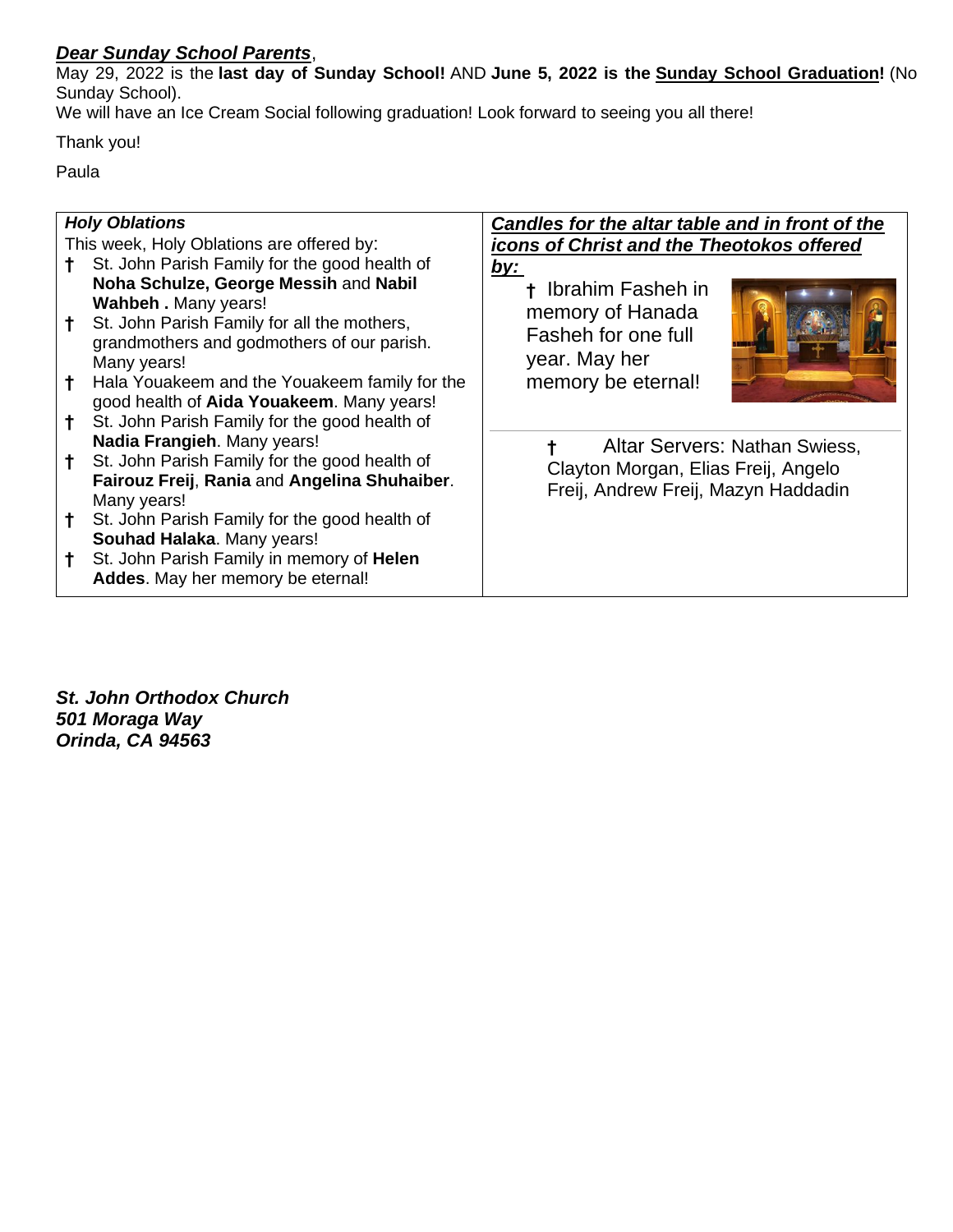***Dear Sunday School Parents***,

May 29, 2022 is the **last day of Sunday School!** AND **June 5, 2022 is the Sunday School Graduation!** (No Sunday School).

We will have an Ice Cream Social following graduation! Look forward to seeing you all there!

Thank you!

Paula

***Holy Oblations***

This week, Holy Oblations are offered by:

- † St. John Parish Family for the good health of **Noha Schulze, George Messih** and **Nabil Wahbeh .** Many years!
- † St. John Parish Family for all the mothers, grandmothers and godmothers of our parish. Many years!
- † Hala Youakeem and the Youakeem family for the good health of **Aida Youakeem**. Many years!
- † St. John Parish Family for the good health of **Nadia Frangieh**. Many years!
- † St. John Parish Family for the good health of **Fairouz Freij**, **Rania** and **Angelina Shuhaiber**. Many years!
- † St. John Parish Family for the good health of **Souhad Halaka**. Many years!
- † St. John Parish Family in memory of **Helen Addes**. May her memory be eternal!

***Candles for the altar table and in front of the icons of Christ and the Theotokos offered by:***

† Ibrahim Fasheh in memory of Hanada Fasheh for one full year. May her memory be eternal!

† Altar Servers: Nathan Swiess, Clayton Morgan, Elias Freij, Angelo Freij, Andrew Freij, Mazyn Haddadin

***St. John Orthodox Church***
***501 Moraga Way***
***Orinda, CA 94563***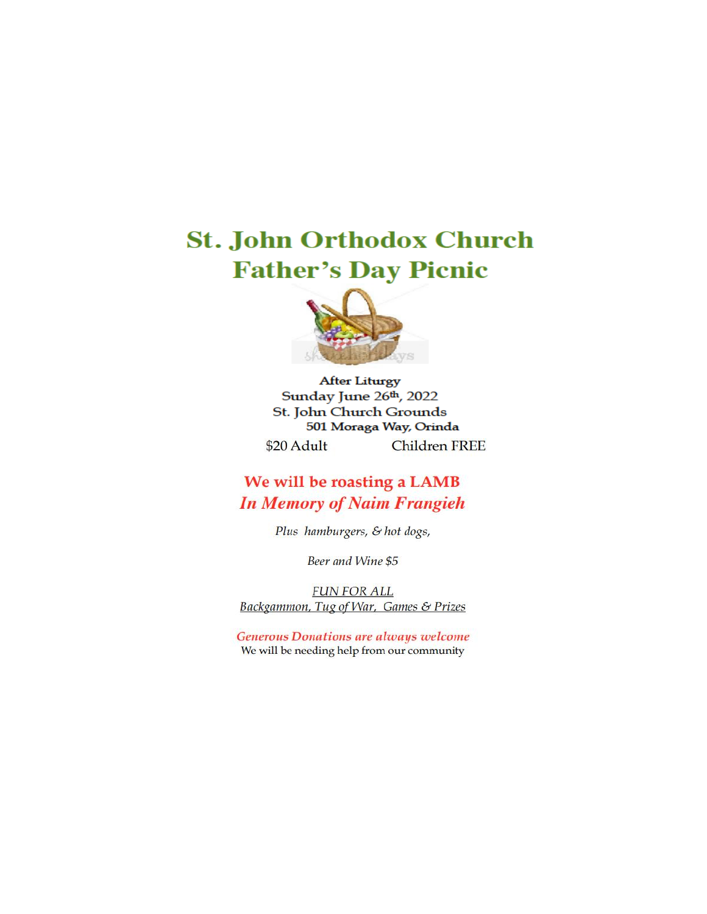# St. John Orthodox Church
# Father's Day Picnic

**After Liturgy**
**Sunday June 26th, 2022**
**St. John Church Grounds**
**501 Moraga Way, Orinda**

$20 Adult Children FREE

**We will be roasting a LAMB**
***In Memory of Naim Frangieh***

*Plus hamburgers, & hot dogs,*

*Beer and Wine $5*

*FUN FOR ALL*
*Backgammon, Tug of War, Games & Prizes*

***Generous Donations are always welcome***
We will be needing help from our community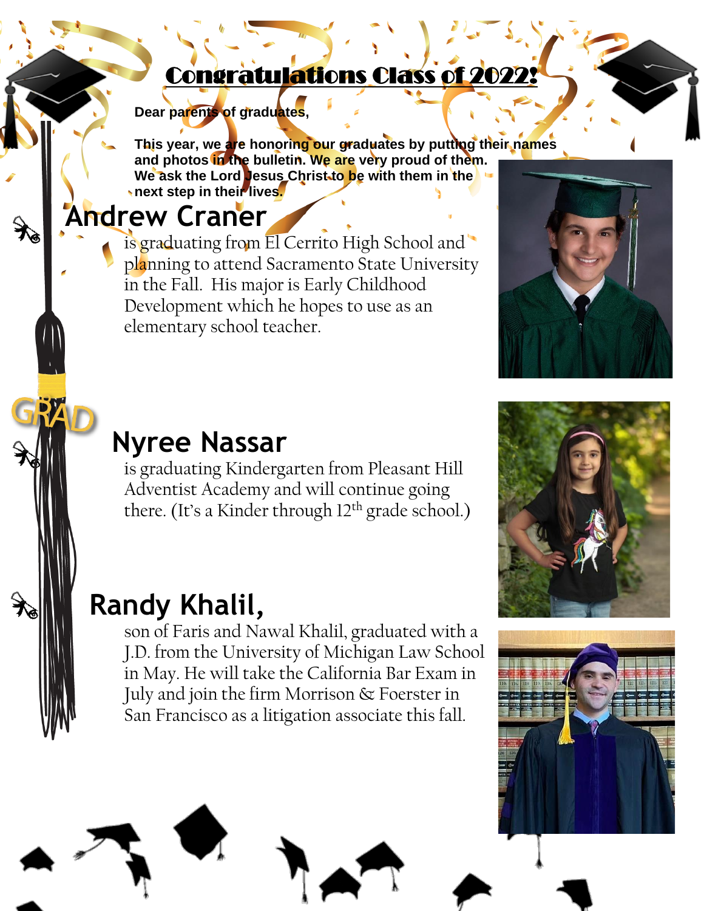# Congratulations Class of 2022!

**Dear parents of graduates,**

**This year, we are honoring our graduates by putting their names and photos in the bulletin. We are very proud of them. We ask the Lord Jesus Christ to be with them in the next step in their lives.**

## Andrew Craner

is graduating from El Cerrito High School and planning to attend Sacramento State University in the Fall. His major is Early Childhood Development which he hopes to use as an elementary school teacher.

## Nyree Nassar

is graduating Kindergarten from Pleasant Hill Adventist Academy and will continue going there. (It's a Kinder through 12th grade school.)

## Randy Khalil,

son of Faris and Nawal Khalil, graduated with a J.D. from the University of Michigan Law School in May. He will take the California Bar Exam in July and join the firm Morrison & Foerster in San Francisco as a litigation associate this fall.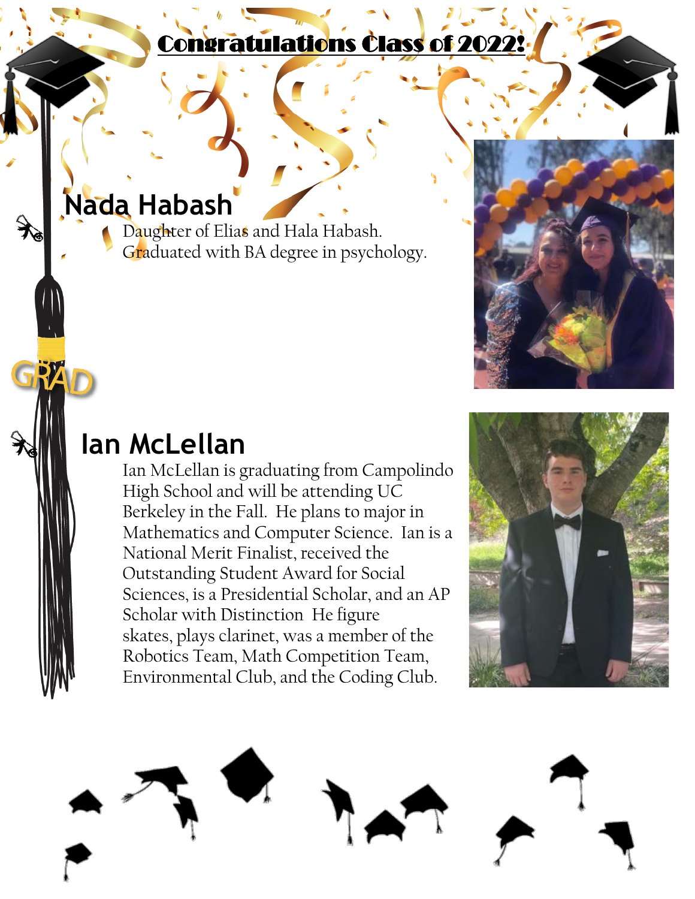# Congratulations Class of 2022!

## Nada Habash

Daughter of Elias and Hala Habash.
Graduated with BA degree in psychology.

GRAD

## Ian McLellan

Ian McLellan is graduating from Campolindo High School and will be attending UC Berkeley in the Fall. He plans to major in Mathematics and Computer Science. Ian is a National Merit Finalist, received the Outstanding Student Award for Social Sciences, is a Presidential Scholar, and an AP Scholar with Distinction He figure skates, plays clarinet, was a member of the Robotics Team, Math Competition Team, Environmental Club, and the Coding Club.